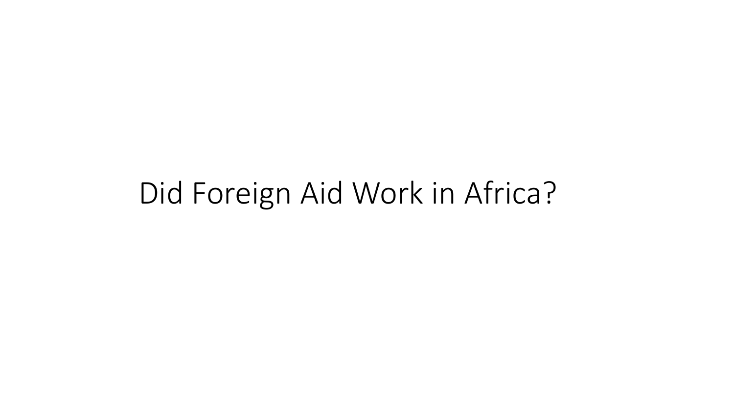# Did Foreign Aid Work in Africa?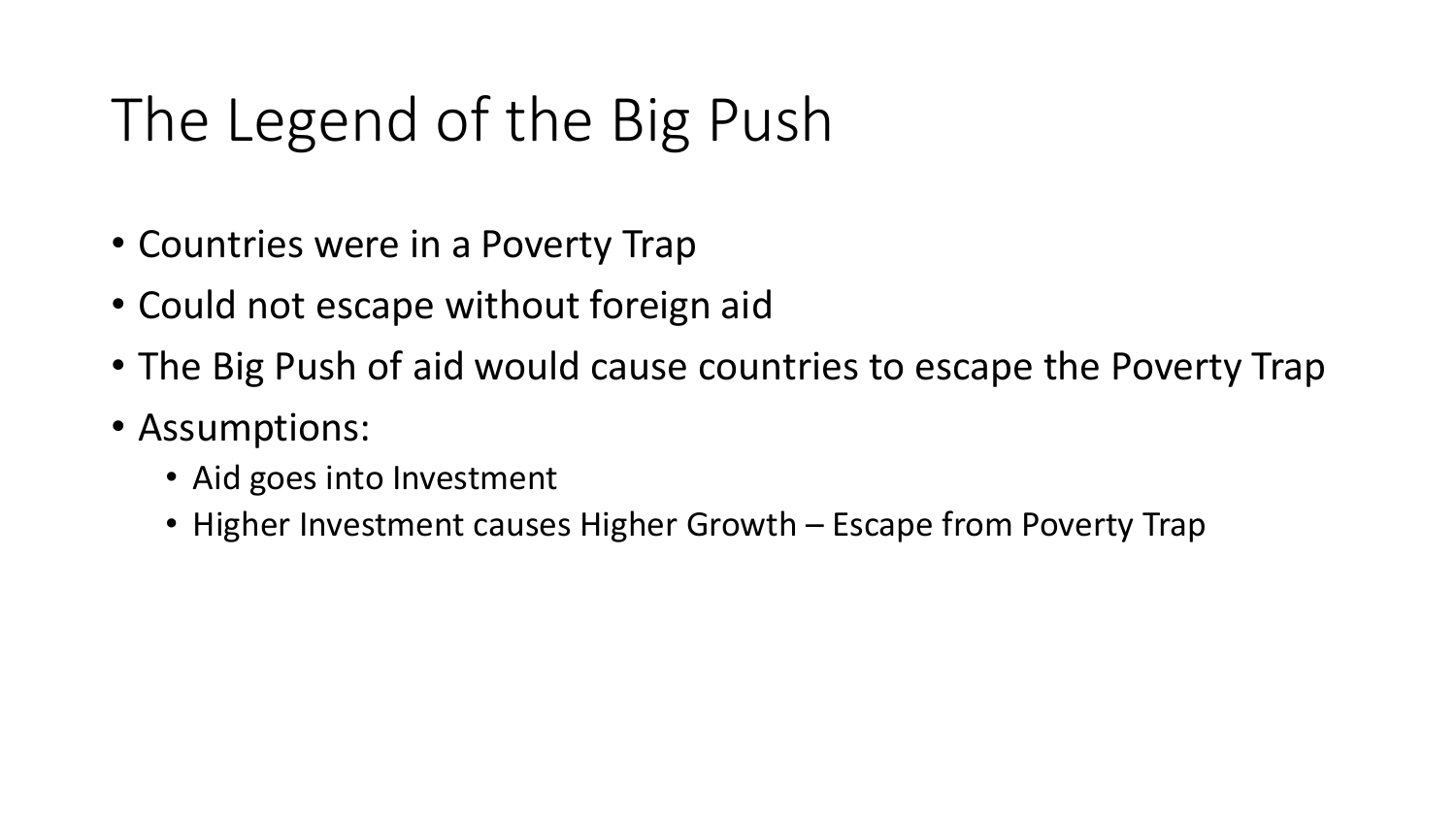# The Legend of the Big Push

- Countries were in a Poverty Trap
- Could not escape without foreign aid
- The Big Push of aid would cause countries to escape the Poverty Trap
- Assumptions:
  - Aid goes into Investment
  - Higher Investment causes Higher Growth – Escape from Poverty Trap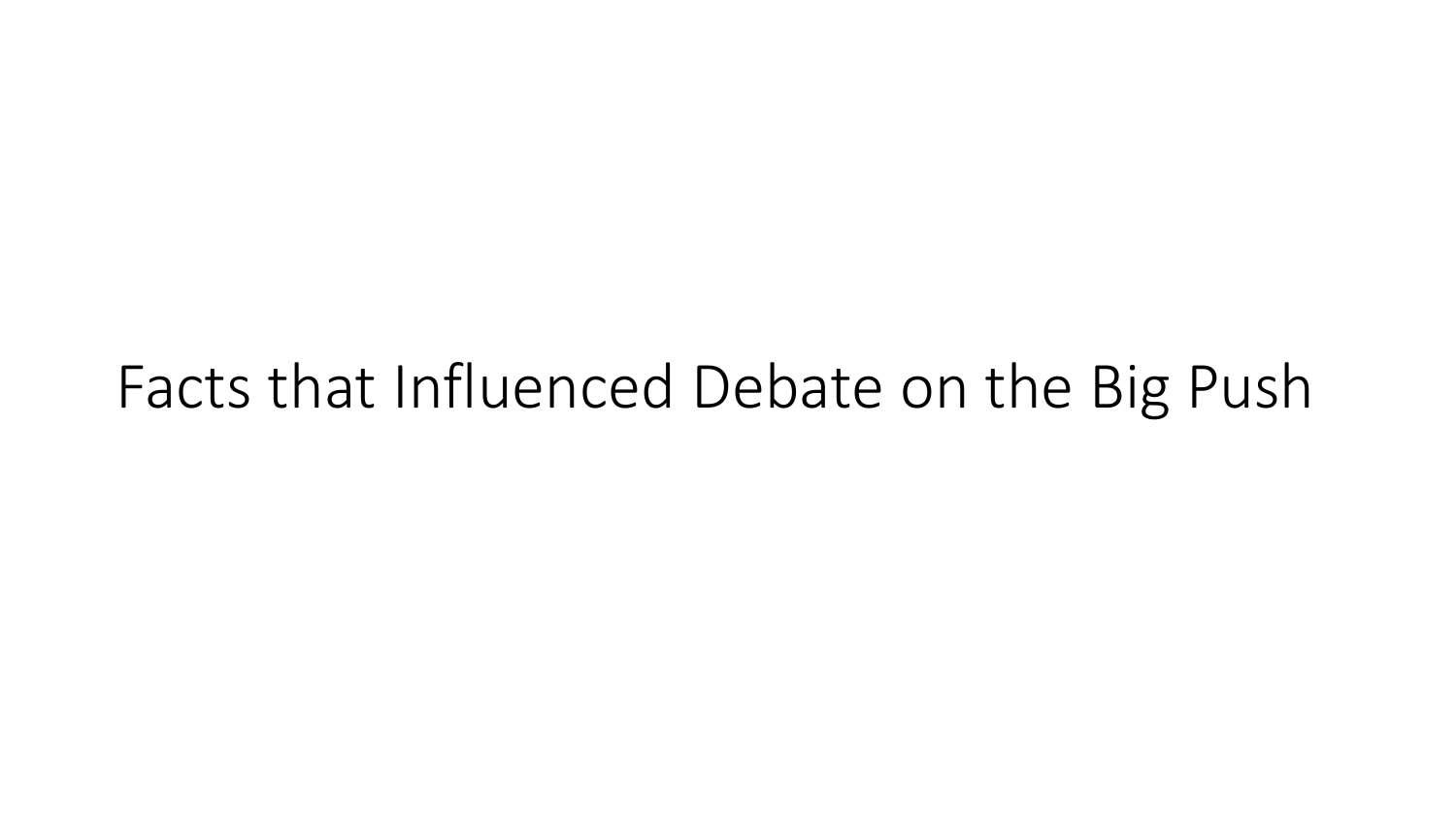# Facts that Influenced Debate on the Big Push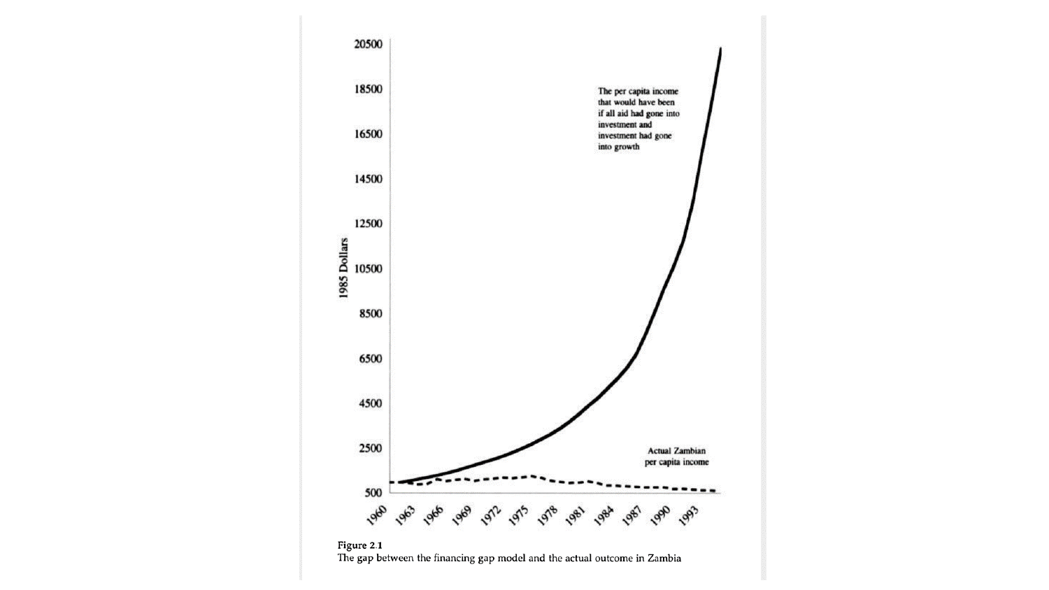Figure 2.1
The gap between the financing gap model and the actual outcome in Zambia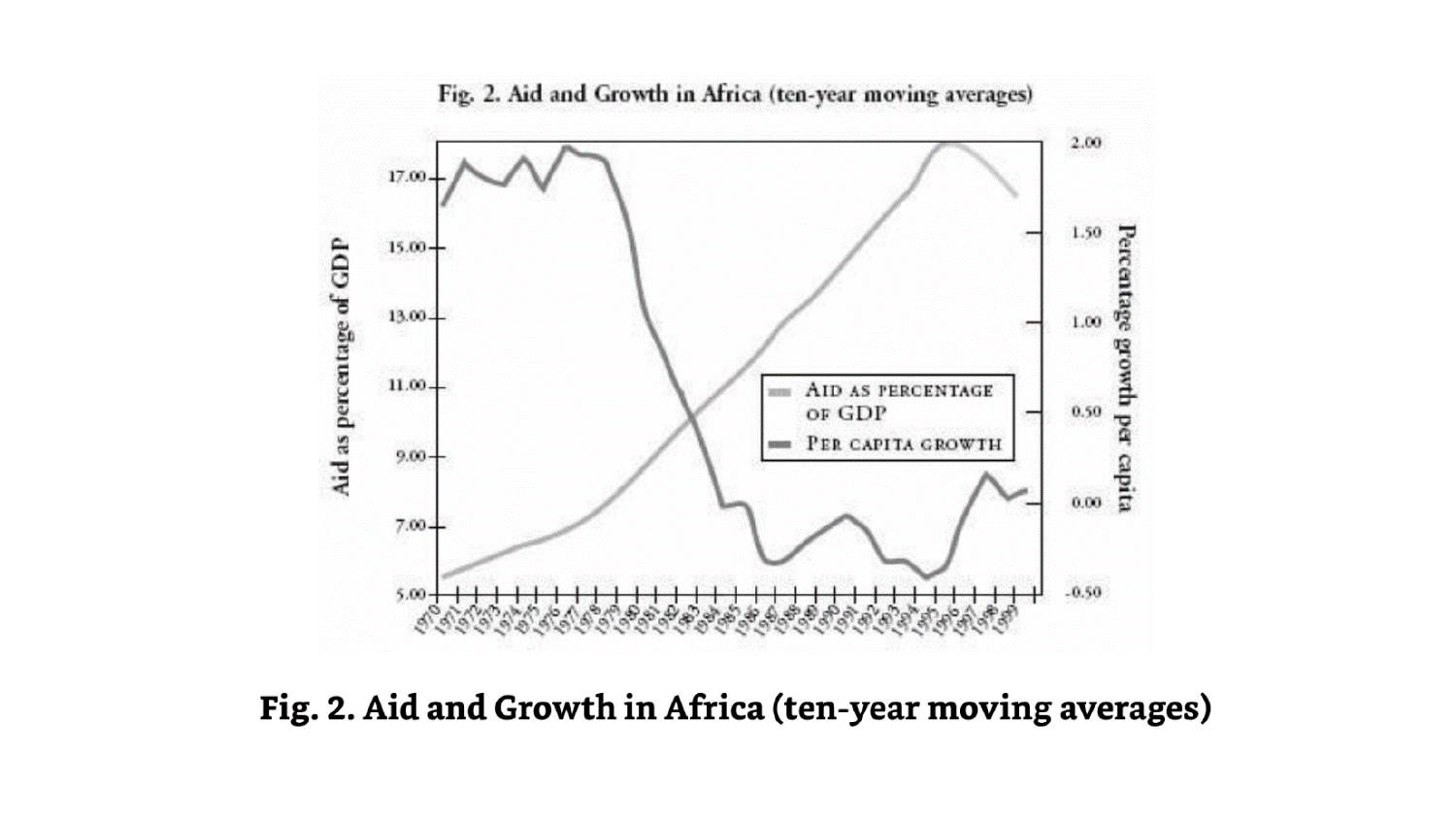**Fig. 2. Aid and Growth in Africa (ten-year moving averages)**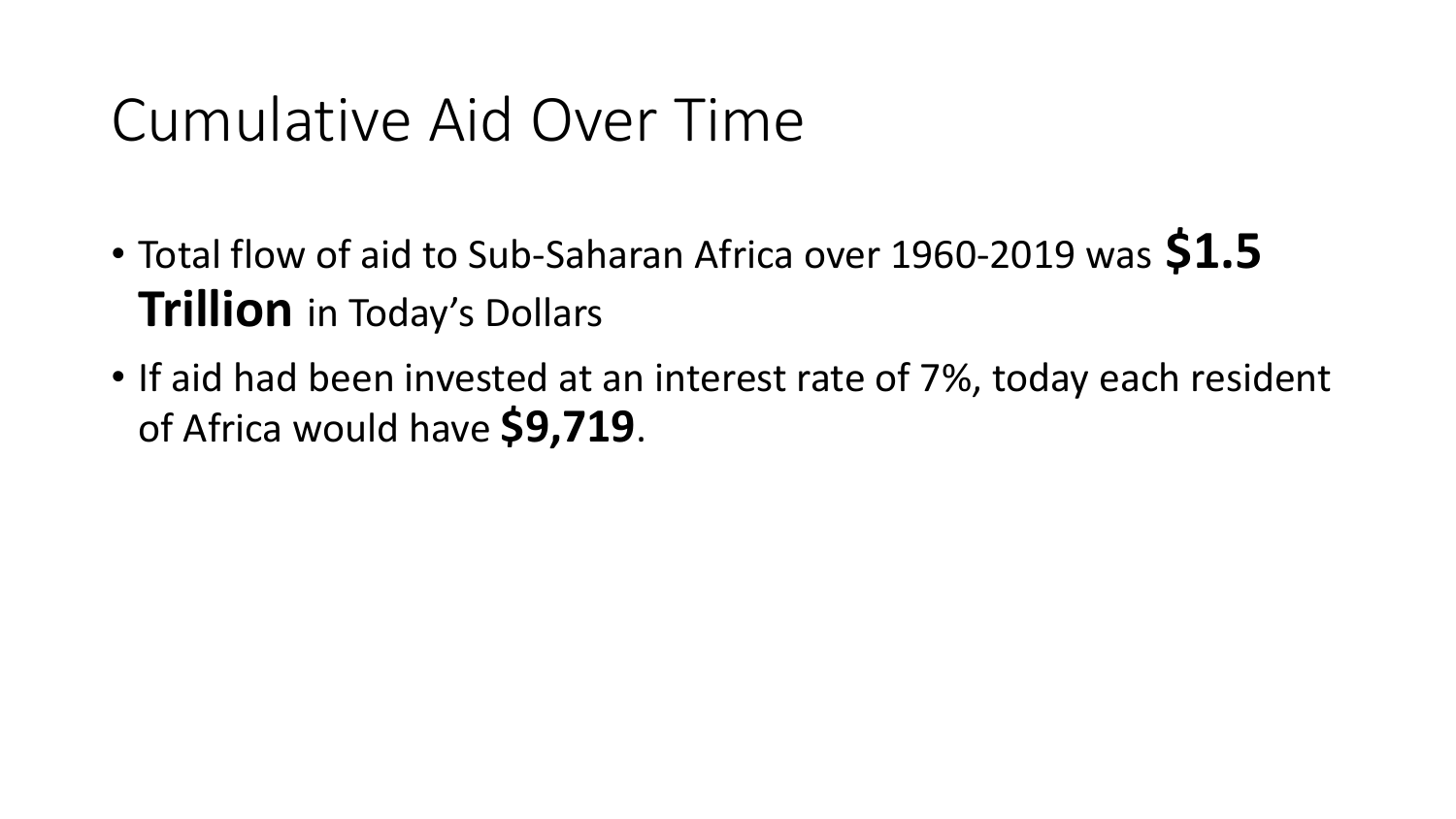# Cumulative Aid Over Time

- Total flow of aid to Sub-Saharan Africa over 1960-2019 was **$1.5 Trillion** in Today's Dollars
- If aid had been invested at an interest rate of 7%, today each resident of Africa would have **$9,719**.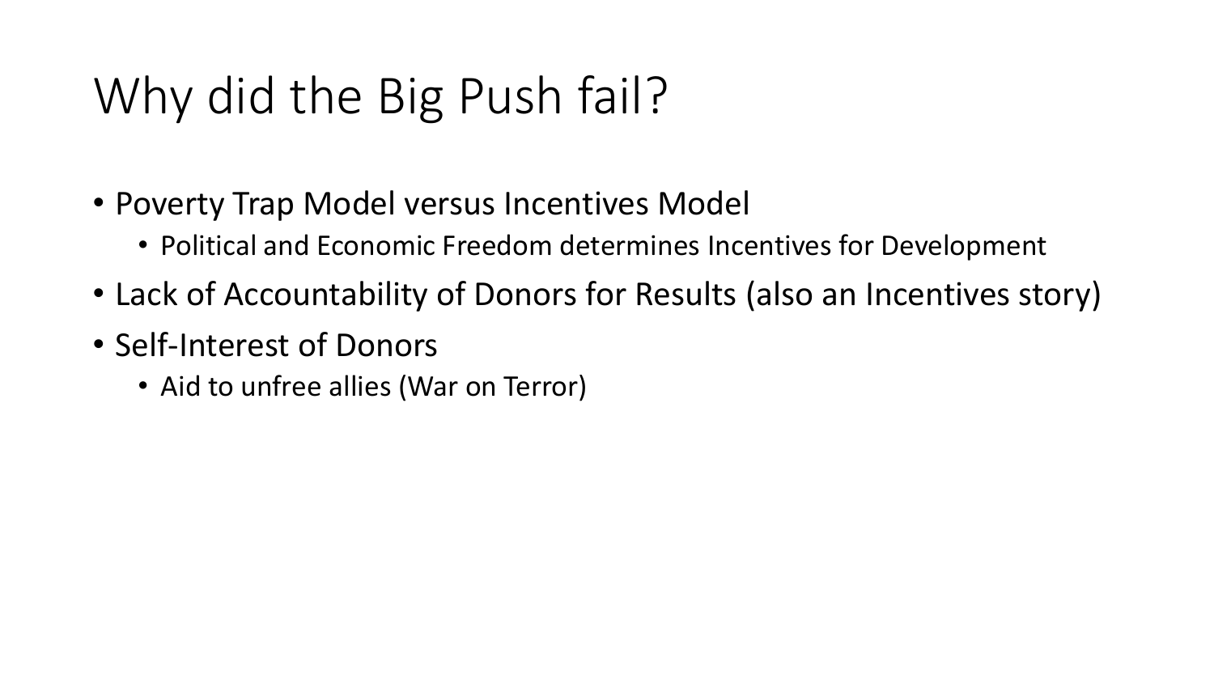# Why did the Big Push fail?

- Poverty Trap Model versus Incentives Model
  - Political and Economic Freedom determines Incentives for Development
- Lack of Accountability of Donors for Results (also an Incentives story)
- Self-Interest of Donors
  - Aid to unfree allies (War on Terror)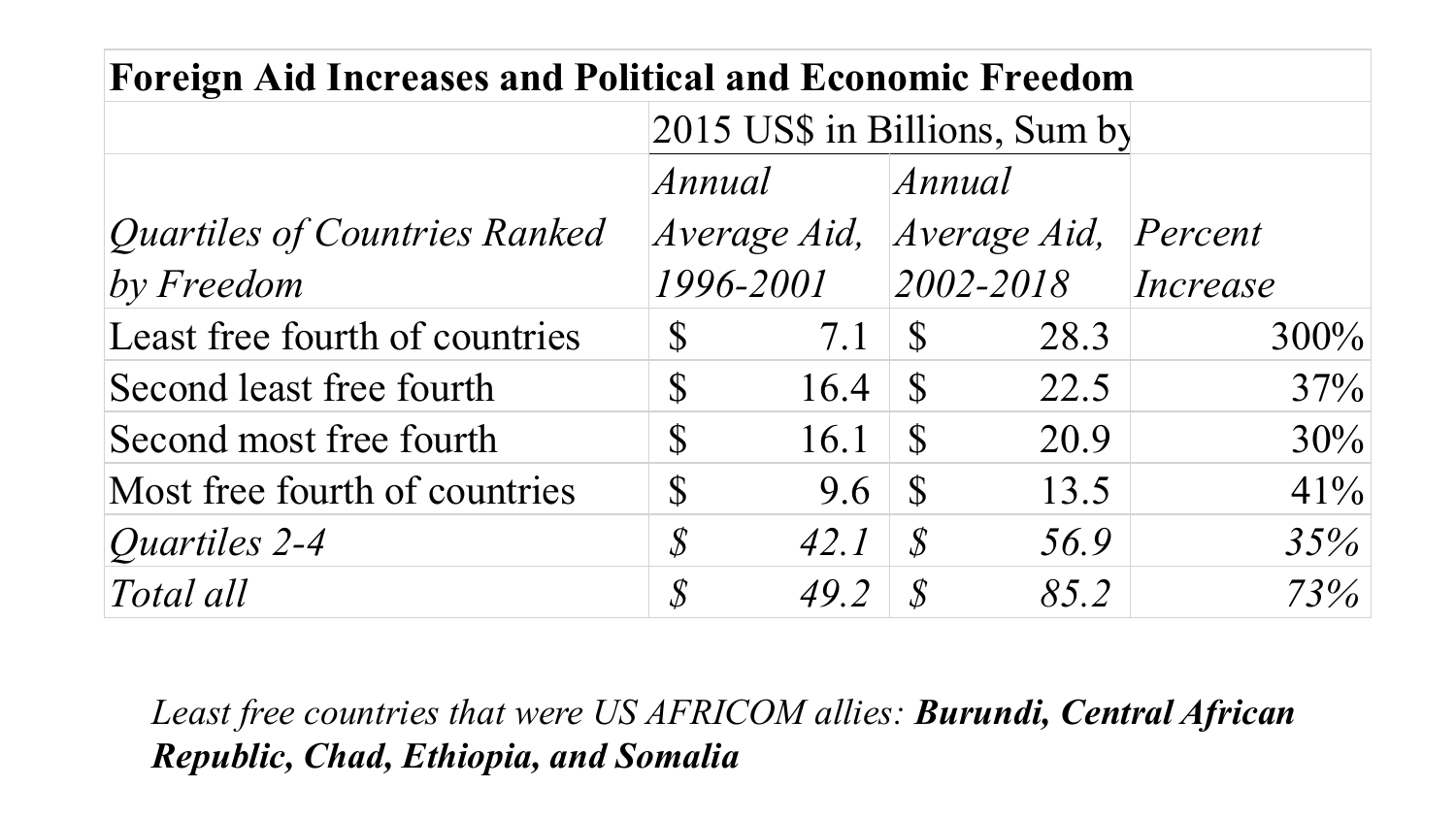| **Foreign Aid Increases and Political and Economic Freedom** | | | |
|---|---|---|---|
| | 2015 US$ in Billions, Sum by | | |
| *Quartiles of Countries Ranked by Freedom* | *Annual Average Aid, 1996-2001* | *Annual Average Aid, 2002-2018* | *Percent Increase* |
| Least free fourth of countries | $ 7.1 | $ 28.3 | 300% |
| Second least free fourth | $ 16.4 | $ 22.5 | 37% |
| Second most free fourth | $ 16.1 | $ 20.9 | 30% |
| Most free fourth of countries | $ 9.6 | $ 13.5 | 41% |
| *Quartiles 2-4* | *$ 42.1* | *$ 56.9* | *35%* |
| *Total all* | *$ 49.2* | *$ 85.2* | *73%* |

*Least free countries that were US AFRICOM allies:* ***Burundi, Central African Republic, Chad, Ethiopia, and Somalia***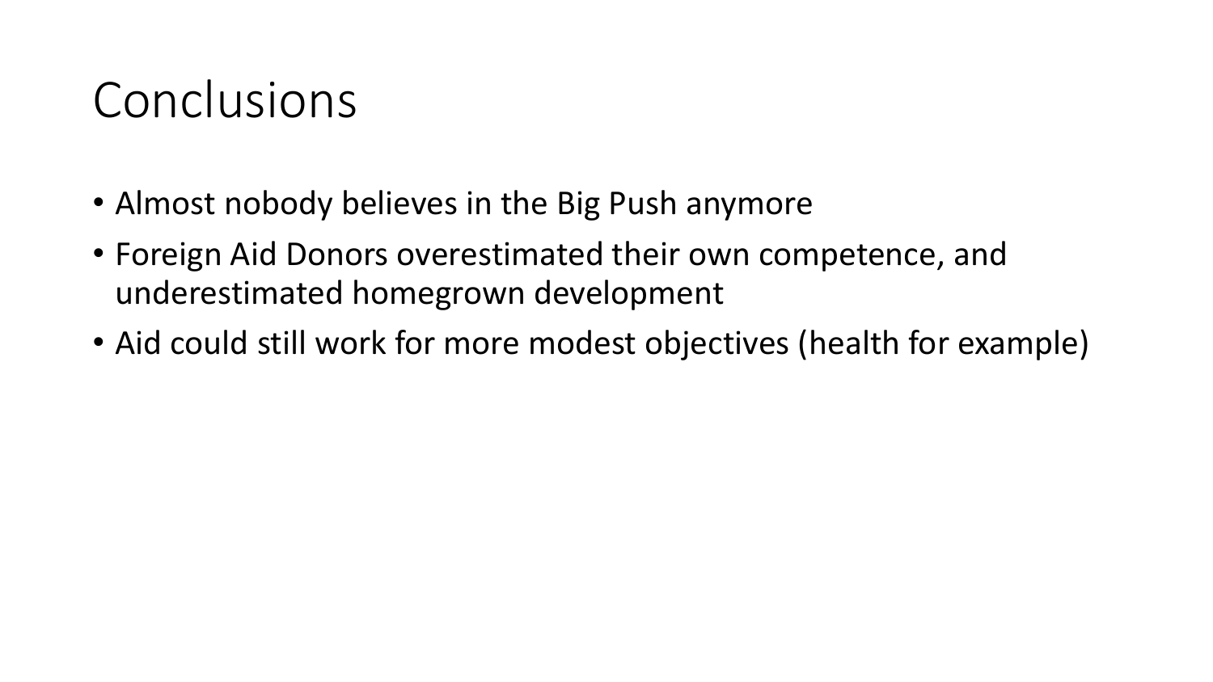# Conclusions

- Almost nobody believes in the Big Push anymore
- Foreign Aid Donors overestimated their own competence, and underestimated homegrown development
- Aid could still work for more modest objectives (health for example)